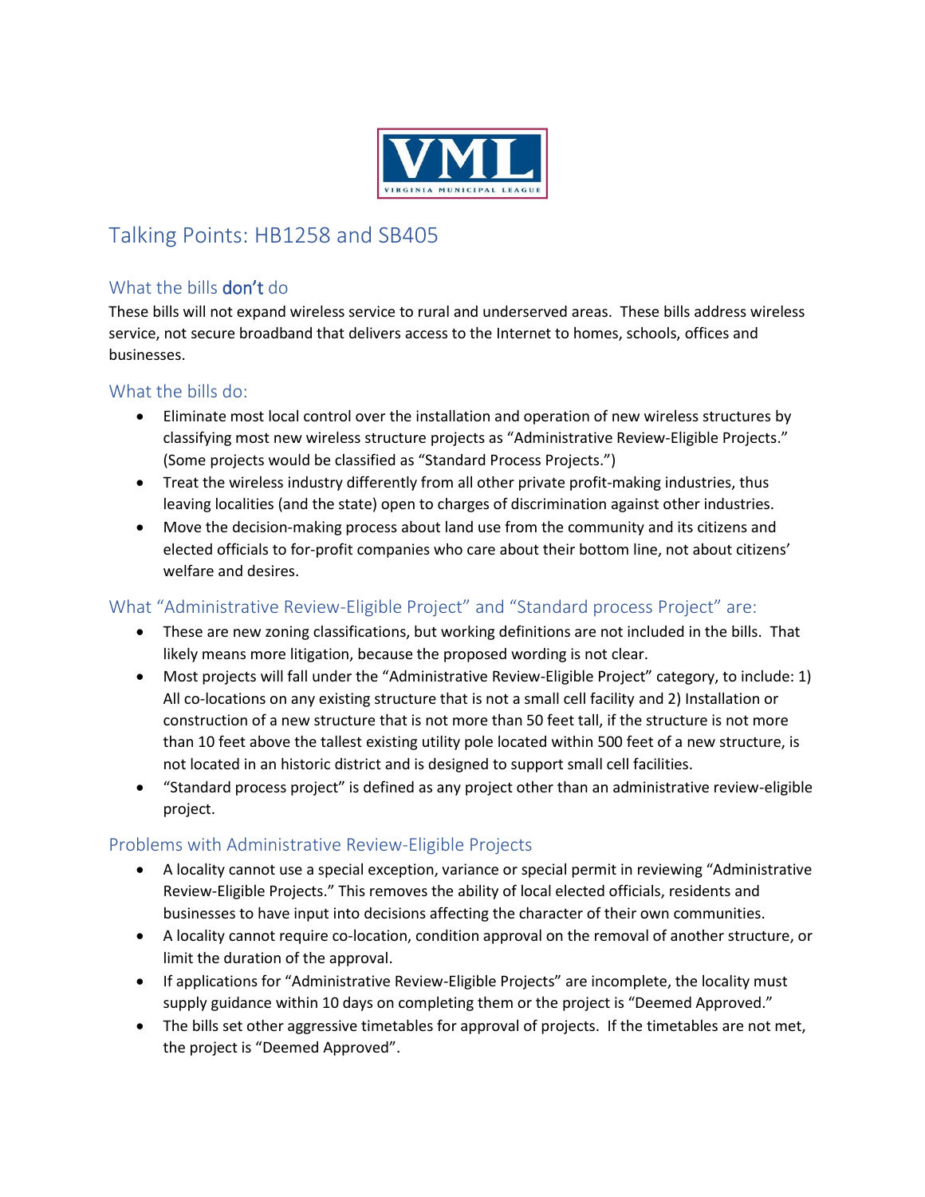# Talking Points: HB1258 and SB405

## What the bills **don't** do

These bills will not expand wireless service to rural and underserved areas. These bills address wireless service, not secure broadband that delivers access to the Internet to homes, schools, offices and businesses.

## What the bills do:

- Eliminate most local control over the installation and operation of new wireless structures by classifying most new wireless structure projects as "Administrative Review-Eligible Projects." (Some projects would be classified as "Standard Process Projects.")
- Treat the wireless industry differently from all other private profit-making industries, thus leaving localities (and the state) open to charges of discrimination against other industries.
- Move the decision-making process about land use from the community and its citizens and elected officials to for-profit companies who care about their bottom line, not about citizens' welfare and desires.

## What "Administrative Review-Eligible Project" and "Standard process Project" are:

- These are new zoning classifications, but working definitions are not included in the bills. That likely means more litigation, because the proposed wording is not clear.
- Most projects will fall under the "Administrative Review-Eligible Project" category, to include: 1) All co-locations on any existing structure that is not a small cell facility and 2) Installation or construction of a new structure that is not more than 50 feet tall, if the structure is not more than 10 feet above the tallest existing utility pole located within 500 feet of a new structure, is not located in an historic district and is designed to support small cell facilities.
- "Standard process project" is defined as any project other than an administrative review-eligible project.

## Problems with Administrative Review-Eligible Projects

- A locality cannot use a special exception, variance or special permit in reviewing "Administrative Review-Eligible Projects." This removes the ability of local elected officials, residents and businesses to have input into decisions affecting the character of their own communities.
- A locality cannot require co-location, condition approval on the removal of another structure, or limit the duration of the approval.
- If applications for "Administrative Review-Eligible Projects" are incomplete, the locality must supply guidance within 10 days on completing them or the project is "Deemed Approved."
- The bills set other aggressive timetables for approval of projects. If the timetables are not met, the project is "Deemed Approved".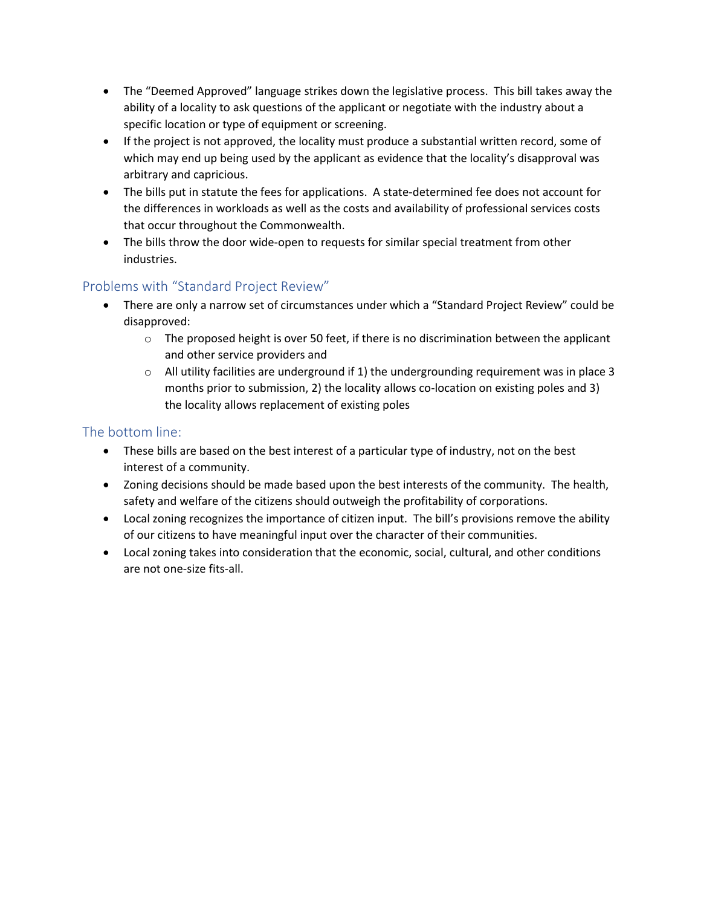- The "Deemed Approved" language strikes down the legislative process. This bill takes away the ability of a locality to ask questions of the applicant or negotiate with the industry about a specific location or type of equipment or screening.
- If the project is not approved, the locality must produce a substantial written record, some of which may end up being used by the applicant as evidence that the locality's disapproval was arbitrary and capricious.
- The bills put in statute the fees for applications. A state-determined fee does not account for the differences in workloads as well as the costs and availability of professional services costs that occur throughout the Commonwealth.
- The bills throw the door wide-open to requests for similar special treatment from other industries.

## Problems with "Standard Project Review"

- There are only a narrow set of circumstances under which a "Standard Project Review" could be disapproved:
  - The proposed height is over 50 feet, if there is no discrimination between the applicant and other service providers and
  - All utility facilities are underground if 1) the undergrounding requirement was in place 3 months prior to submission, 2) the locality allows co-location on existing poles and 3) the locality allows replacement of existing poles

## The bottom line:

- These bills are based on the best interest of a particular type of industry, not on the best interest of a community.
- Zoning decisions should be made based upon the best interests of the community. The health, safety and welfare of the citizens should outweigh the profitability of corporations.
- Local zoning recognizes the importance of citizen input. The bill's provisions remove the ability of our citizens to have meaningful input over the character of their communities.
- Local zoning takes into consideration that the economic, social, cultural, and other conditions are not one-size fits-all.